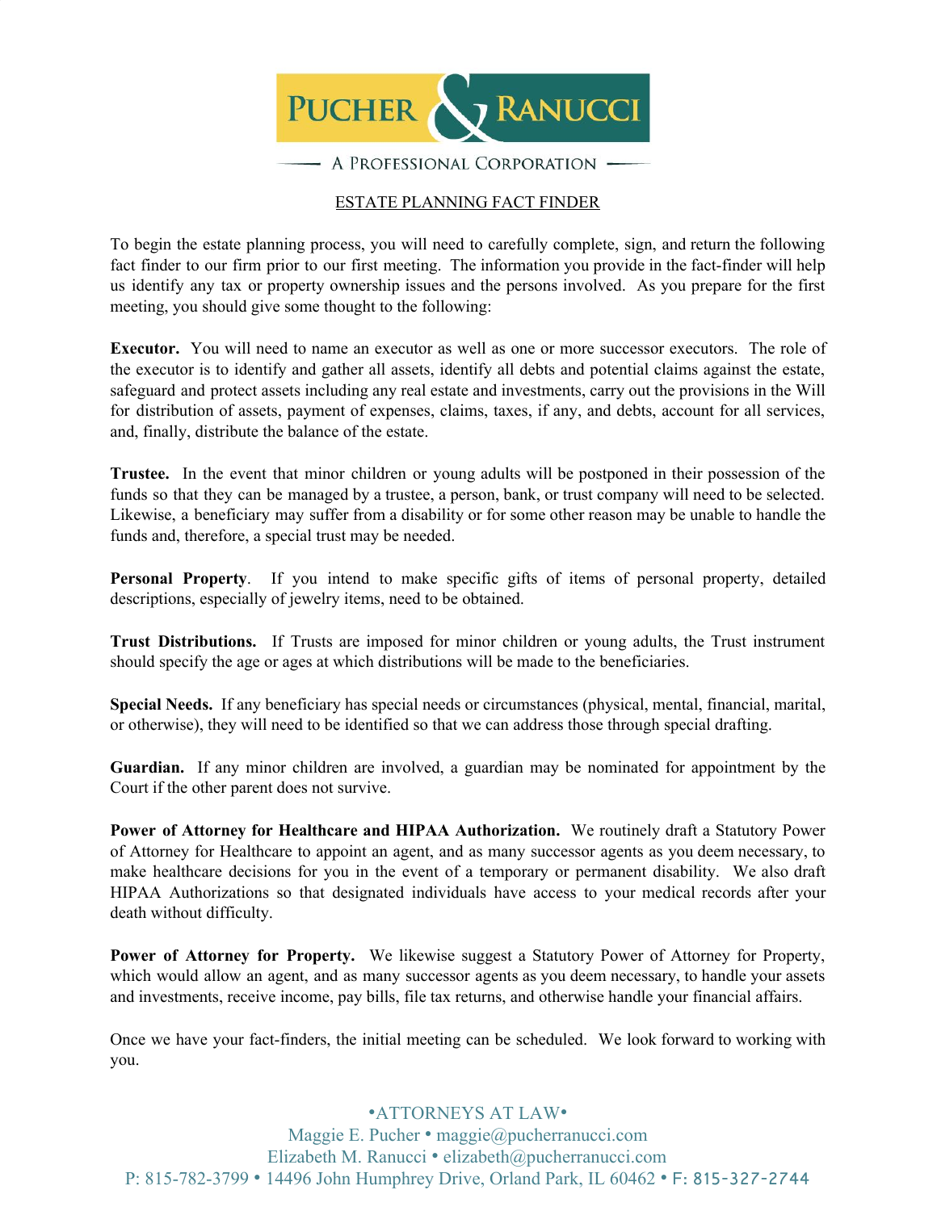PUCHER & RANUCCI

A PROFESSIONAL CORPORATION

# ESTATE PLANNING FACT FINDER

To begin the estate planning process, you will need to carefully complete, sign, and return the following fact finder to our firm prior to our first meeting. The information you provide in the fact-finder will help us identify any tax or property ownership issues and the persons involved. As you prepare for the first meeting, you should give some thought to the following:

**Executor.** You will need to name an executor as well as one or more successor executors. The role of the executor is to identify and gather all assets, identify all debts and potential claims against the estate, safeguard and protect assets including any real estate and investments, carry out the provisions in the Will for distribution of assets, payment of expenses, claims, taxes, if any, and debts, account for all services, and, finally, distribute the balance of the estate.

**Trustee.** In the event that minor children or young adults will be postponed in their possession of the funds so that they can be managed by a trustee, a person, bank, or trust company will need to be selected. Likewise, a beneficiary may suffer from a disability or for some other reason may be unable to handle the funds and, therefore, a special trust may be needed.

**Personal Property**. If you intend to make specific gifts of items of personal property, detailed descriptions, especially of jewelry items, need to be obtained.

**Trust Distributions.** If Trusts are imposed for minor children or young adults, the Trust instrument should specify the age or ages at which distributions will be made to the beneficiaries.

**Special Needs.** If any beneficiary has special needs or circumstances (physical, mental, financial, marital, or otherwise), they will need to be identified so that we can address those through special drafting.

**Guardian.** If any minor children are involved, a guardian may be nominated for appointment by the Court if the other parent does not survive.

**Power of Attorney for Healthcare and HIPAA Authorization.** We routinely draft a Statutory Power of Attorney for Healthcare to appoint an agent, and as many successor agents as you deem necessary, to make healthcare decisions for you in the event of a temporary or permanent disability. We also draft HIPAA Authorizations so that designated individuals have access to your medical records after your death without difficulty.

**Power of Attorney for Property.** We likewise suggest a Statutory Power of Attorney for Property, which would allow an agent, and as many successor agents as you deem necessary, to handle your assets and investments, receive income, pay bills, file tax returns, and otherwise handle your financial affairs.

Once we have your fact-finders, the initial meeting can be scheduled. We look forward to working with you.

•ATTORNEYS AT LAW•
Maggie E. Pucher • maggie@pucherranucci.com
Elizabeth M. Ranucci • elizabeth@pucherranucci.com
P: 815-782-3799 • 14496 John Humphrey Drive, Orland Park, IL 60462 • F: 815-327-2744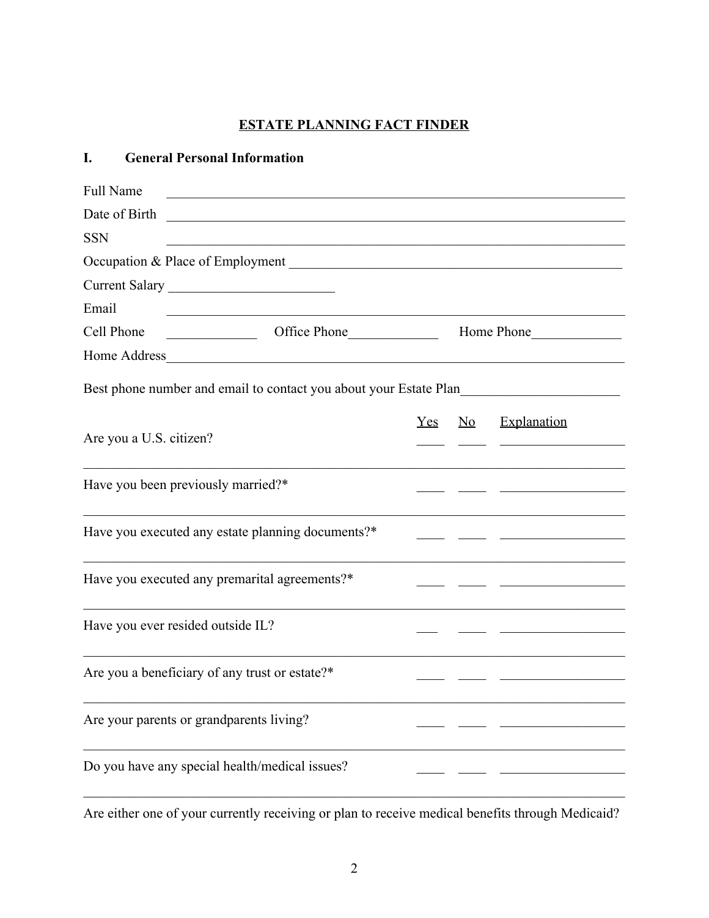# ESTATE PLANNING FACT FINDER

## I. General Personal Information

Full Name ______________________________________________

Date of Birth ______________________________________________

SSN ______________________________________________

Occupation & Place of Employment ______________________________________________

Current Salary ________________________

Email ______________________________________________

Cell Phone _____________ Office Phone_____________ Home Phone_____________

Home Address______________________________________________

Best phone number and email to contact you about your Estate Plan______________________

| | Yes | No | Explanation |
|---|---|---|---|
| Are you a U.S. citizen? | ____ | ____ | __________________ |
| Have you been previously married?* | ____ | ____ | __________________ |
| Have you executed any estate planning documents?* | ____ | ____ | __________________ |
| Have you executed any premarital agreements?* | ____ | ____ | __________________ |
| Have you ever resided outside IL? | ___ | ____ | __________________ |
| Are you a beneficiary of any trust or estate?* | ____ | ____ | __________________ |
| Are your parents or grandparents living? | ____ | ____ | __________________ |
| Do you have any special health/medical issues? | ____ | ____ | __________________ |

Are either one of your currently receiving or plan to receive medical benefits through Medicaid?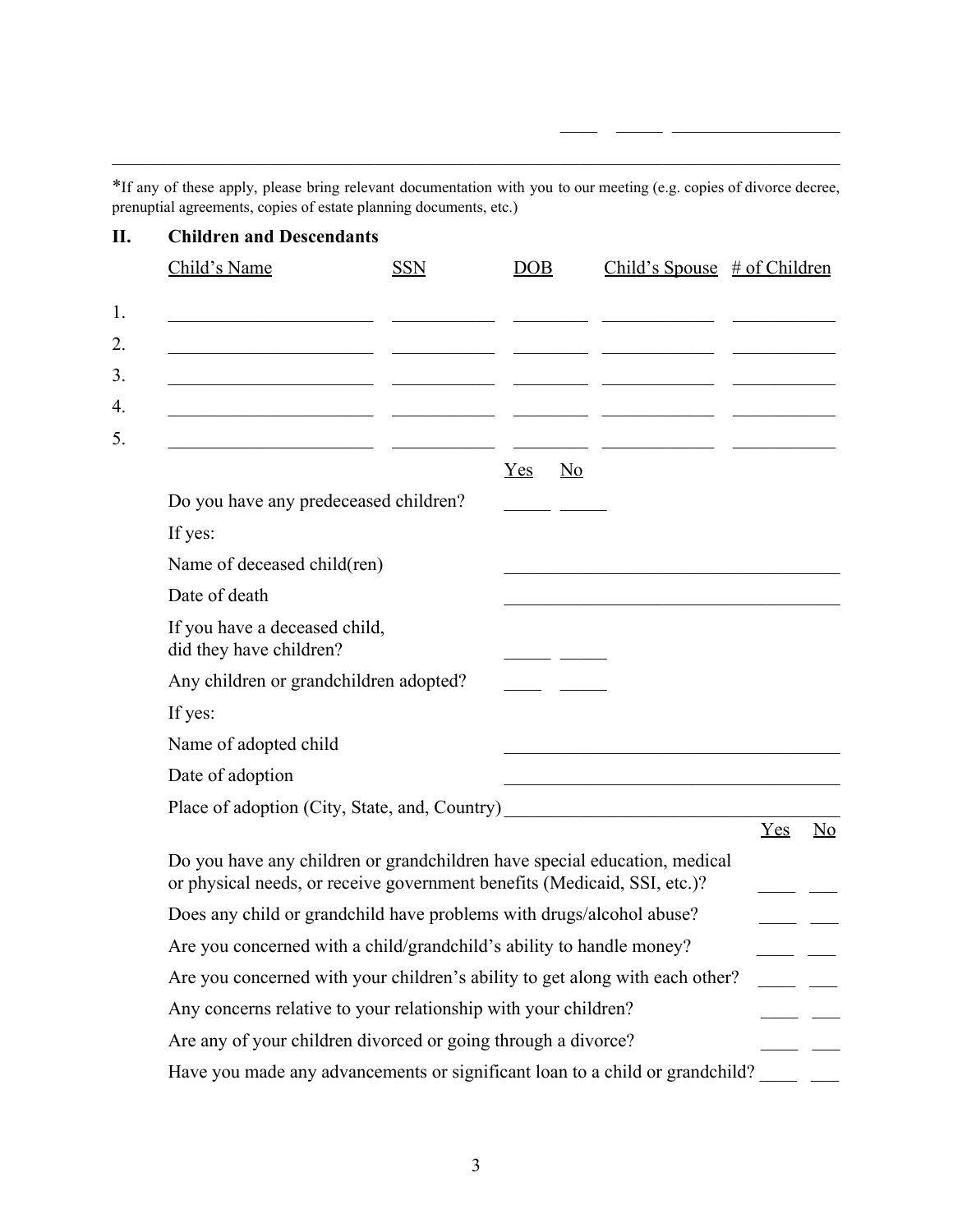____ _____ __________________

---

*If any of these apply, please bring relevant documentation with you to our meeting (e.g. copies of divorce decree, prenuptial agreements, copies of estate planning documents, etc.)

## II. Children and Descendants

| | Child's Name | SSN | DOB | Child's Spouse | # of Children |
|---|---|---|---|---|---|
| 1. | | | | | |
| 2. | | | | | |
| 3. | | | | | |
| 4. | | | | | |
| 5. | | | | | |

| | Yes | No |
|---|---|---|
| Do you have any predeceased children? | _____ | _____ |

If yes:

Name of deceased child(ren) ______________________________________

Date of death ______________________________________

| | Yes | No |
|---|---|---|
| If you have a deceased child, did they have children? | _____ | _____ |
| Any children or grandchildren adopted? | ____ | _____ |

If yes:

Name of adopted child ______________________________________

Date of adoption ______________________________________

Place of adoption (City, State, and, Country) ______________________________

| | Yes | No |
|---|---|---|
| Do you have any children or grandchildren have special education, medical or physical needs, or receive government benefits (Medicaid, SSI, etc.)? | ____ | ___ |
| Does any child or grandchild have problems with drugs/alcohol abuse? | ____ | ___ |
| Are you concerned with a child/grandchild's ability to handle money? | ____ | ___ |
| Are you concerned with your children's ability to get along with each other? | ____ | ___ |
| Any concerns relative to your relationship with your children? | ____ | ___ |
| Are any of your children divorced or going through a divorce? | ____ | ___ |
| Have you made any advancements or significant loan to a child or grandchild? | ____ | ___ |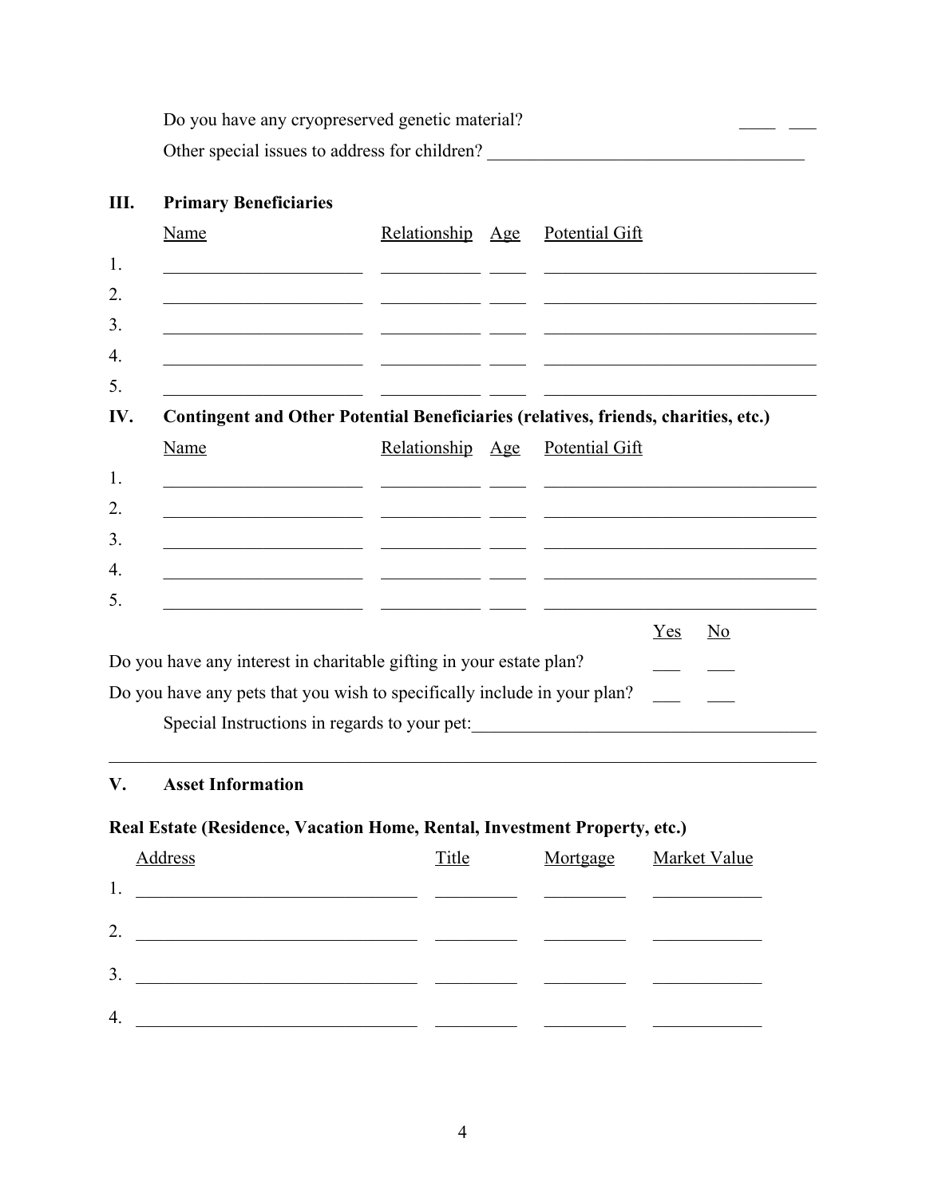Do you have any cryopreserved genetic material? ____ ___

Other special issues to address for children? ___________________________________

## III. Primary Beneficiaries

| | Name | Relationship | Age | Potential Gift |
|---|---|---|---|---|
| 1. | | | | |
| 2. | | | | |
| 3. | | | | |
| 4. | | | | |
| 5. | | | | |

## IV. Contingent and Other Potential Beneficiaries (relatives, friends, charities, etc.)

| | Name | Relationship | Age | Potential Gift |
|---|---|---|---|---|
| 1. | | | | |
| 2. | | | | |
| 3. | | | | |
| 4. | | | | |
| 5. | | | | |

| | Yes | No |
|---|---|---|
| Do you have any interest in charitable gifting in your estate plan? | ___ | ___ |
| Do you have any pets that you wish to specifically include in your plan? | ___ | ___ |

Special Instructions in regards to your pet:______________________________________

_____________________________________________________________________________

## V. Asset Information

**Real Estate (Residence, Vacation Home, Rental, Investment Property, etc.)**

| | Address | Title | Mortgage | Market Value |
|---|---|---|---|---|
| 1. | | | | |
| 2. | | | | |
| 3. | | | | |
| 4. | | | | |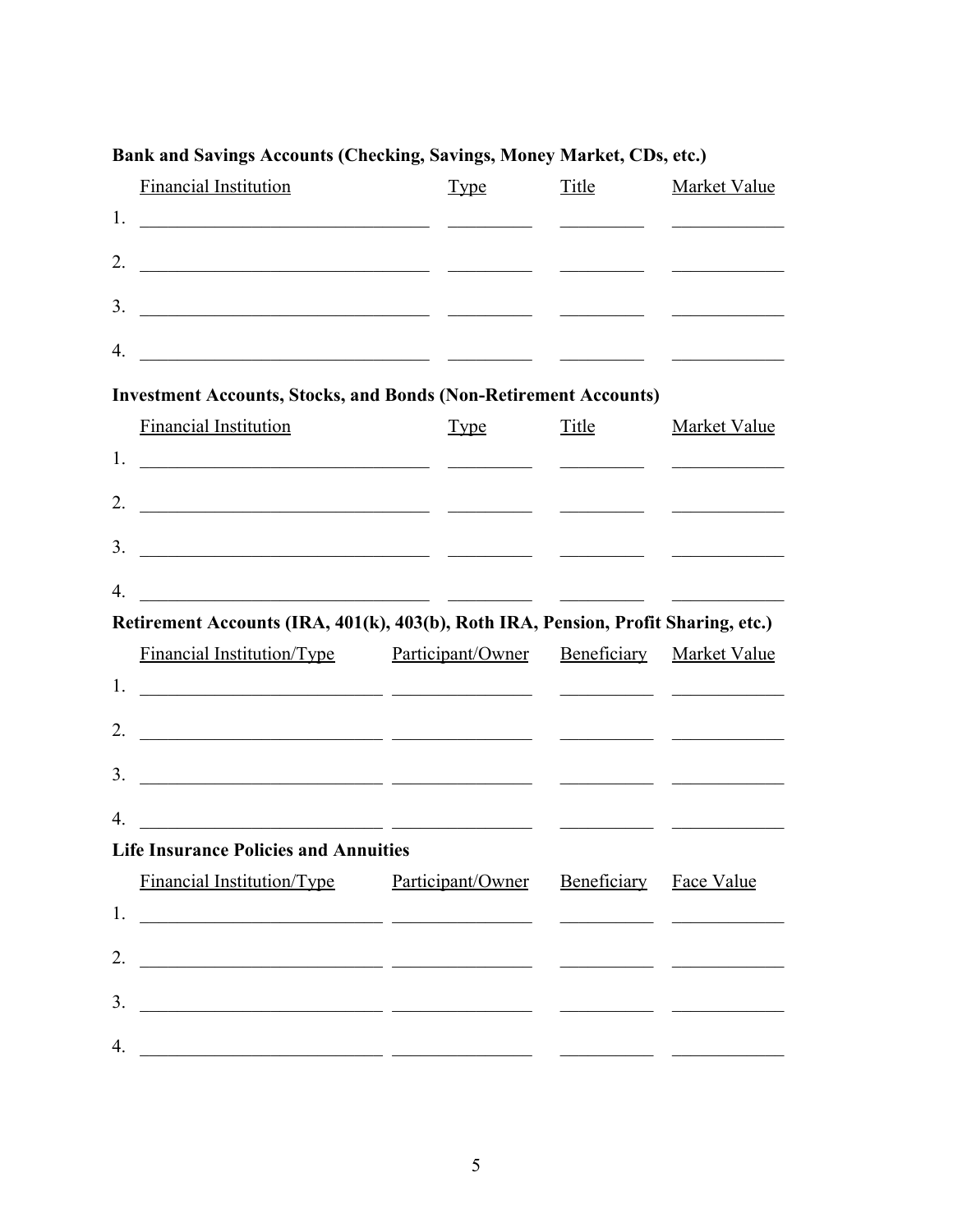**Bank and Savings Accounts (Checking, Savings, Money Market, CDs, etc.)**

| | Financial Institution | Type | Title | Market Value |
|---|---|---|---|---|
| 1. | | | | |
| 2. | | | | |
| 3. | | | | |
| 4. | | | | |

**Investment Accounts, Stocks, and Bonds (Non-Retirement Accounts)**

| | Financial Institution | Type | Title | Market Value |
|---|---|---|---|---|
| 1. | | | | |
| 2. | | | | |
| 3. | | | | |
| 4. | | | | |

**Retirement Accounts (IRA, 401(k), 403(b), Roth IRA, Pension, Profit Sharing, etc.)**

| | Financial Institution/Type | Participant/Owner | Beneficiary | Market Value |
|---|---|---|---|---|
| 1. | | | | |
| 2. | | | | |
| 3. | | | | |
| 4. | | | | |

**Life Insurance Policies and Annuities**

| | Financial Institution/Type | Participant/Owner | Beneficiary | Face Value |
|---|---|---|---|---|
| 1. | | | | |
| 2. | | | | |
| 3. | | | | |
| 4. | | | | |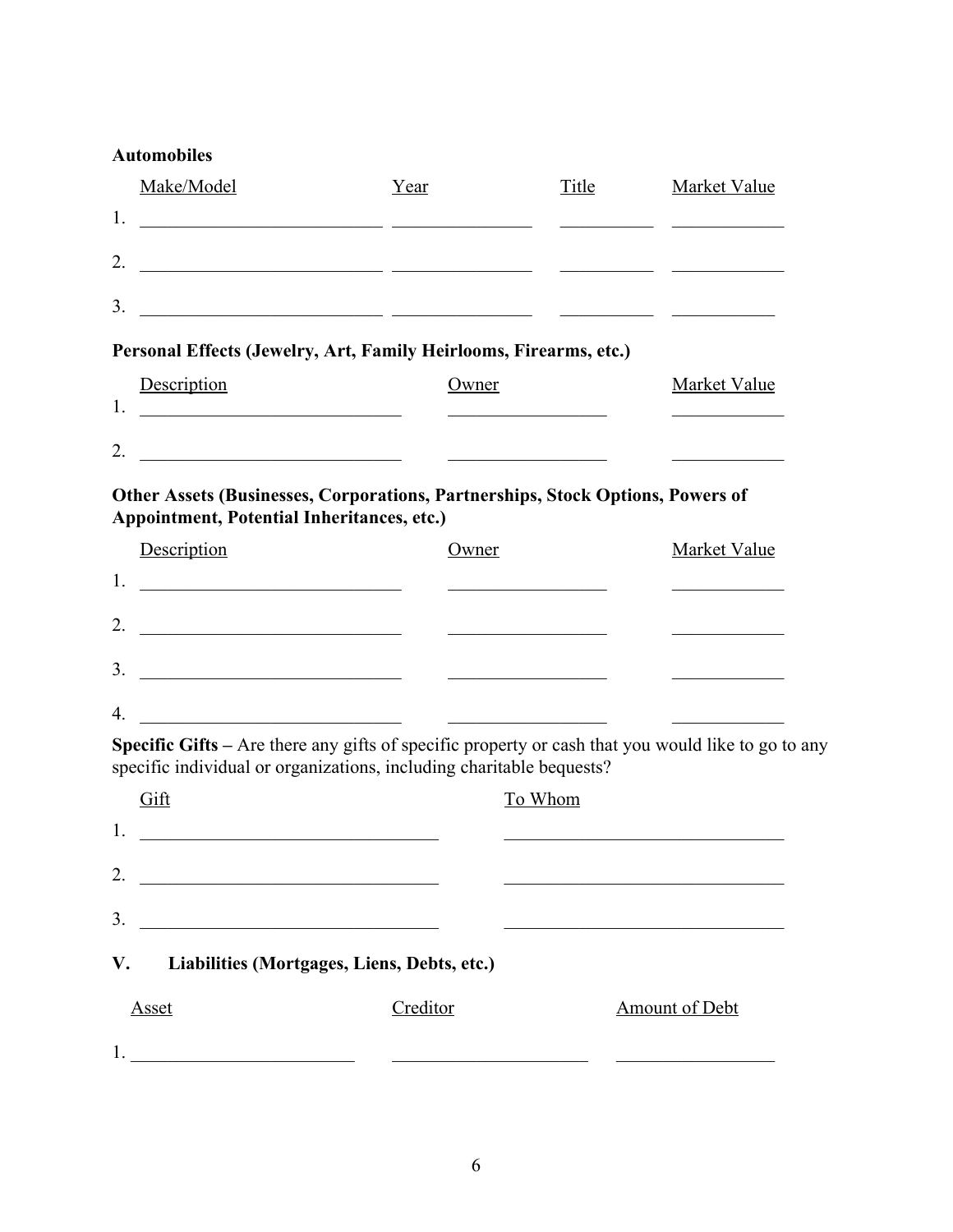**Automobiles**

| | Make/Model | Year | Title | Market Value |
|---|---|---|---|---|
| 1. | | | | |
| 2. | | | | |
| 3. | | | | |

**Personal Effects (Jewelry, Art, Family Heirlooms, Firearms, etc.)**

| | Description | Owner | Market Value |
|---|---|---|---|
| 1. | | | |
| 2. | | | |

**Other Assets (Businesses, Corporations, Partnerships, Stock Options, Powers of Appointment, Potential Inheritances, etc.)**

| | Description | Owner | Market Value |
|---|---|---|---|
| 1. | | | |
| 2. | | | |
| 3. | | | |
| 4. | | | |

**Specific Gifts –** Are there any gifts of specific property or cash that you would like to go to any specific individual or organizations, including charitable bequests?

| | Gift | To Whom |
|---|---|---|
| 1. | | |
| 2. | | |
| 3. | | |

## V. Liabilities (Mortgages, Liens, Debts, etc.)

| | Asset | Creditor | Amount of Debt |
|---|---|---|---|
| 1. | | | |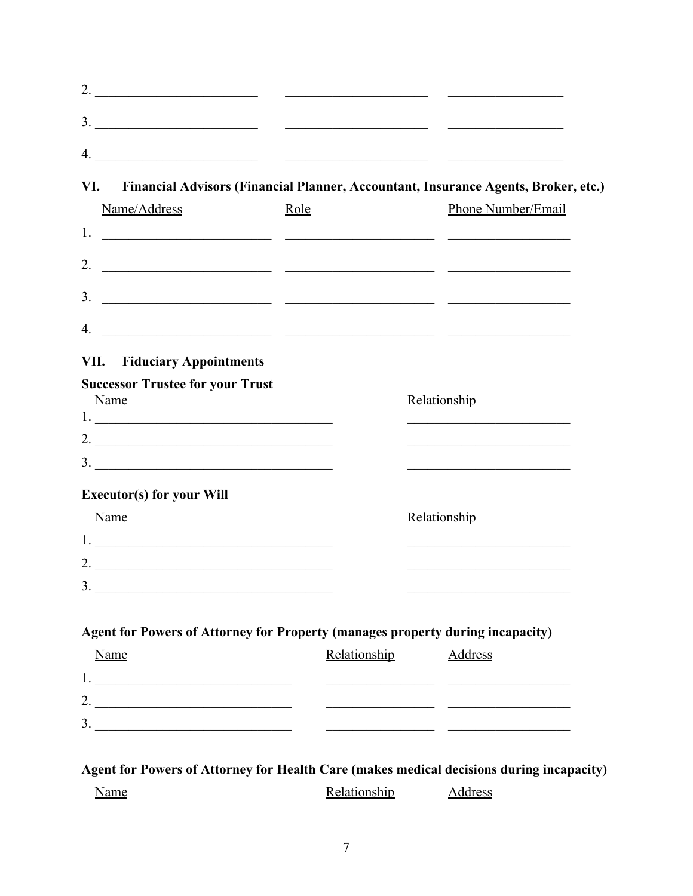| | | |
|---|---|---|
| 2. | | |
| 3. | | |
| 4. | | |

## VI. Financial Advisors (Financial Planner, Accountant, Insurance Agents, Broker, etc.)

| Name/Address | Role | Phone Number/Email |
|---|---|---|
| 1. | | |
| 2. | | |
| 3. | | |
| 4. | | |

## VII. Fiduciary Appointments

**Successor Trustee for your Trust**

| Name | Relationship |
|---|---|
| 1. | |
| 2. | |
| 3. | |

**Executor(s) for your Will**

| Name | Relationship |
|---|---|
| 1. | |
| 2. | |
| 3. | |

**Agent for Powers of Attorney for Property (manages property during incapacity)**

| Name | Relationship | Address |
|---|---|---|
| 1. | | |
| 2. | | |
| 3. | | |

**Agent for Powers of Attorney for Health Care (makes medical decisions during incapacity)**

| Name | Relationship | Address |
|---|---|---|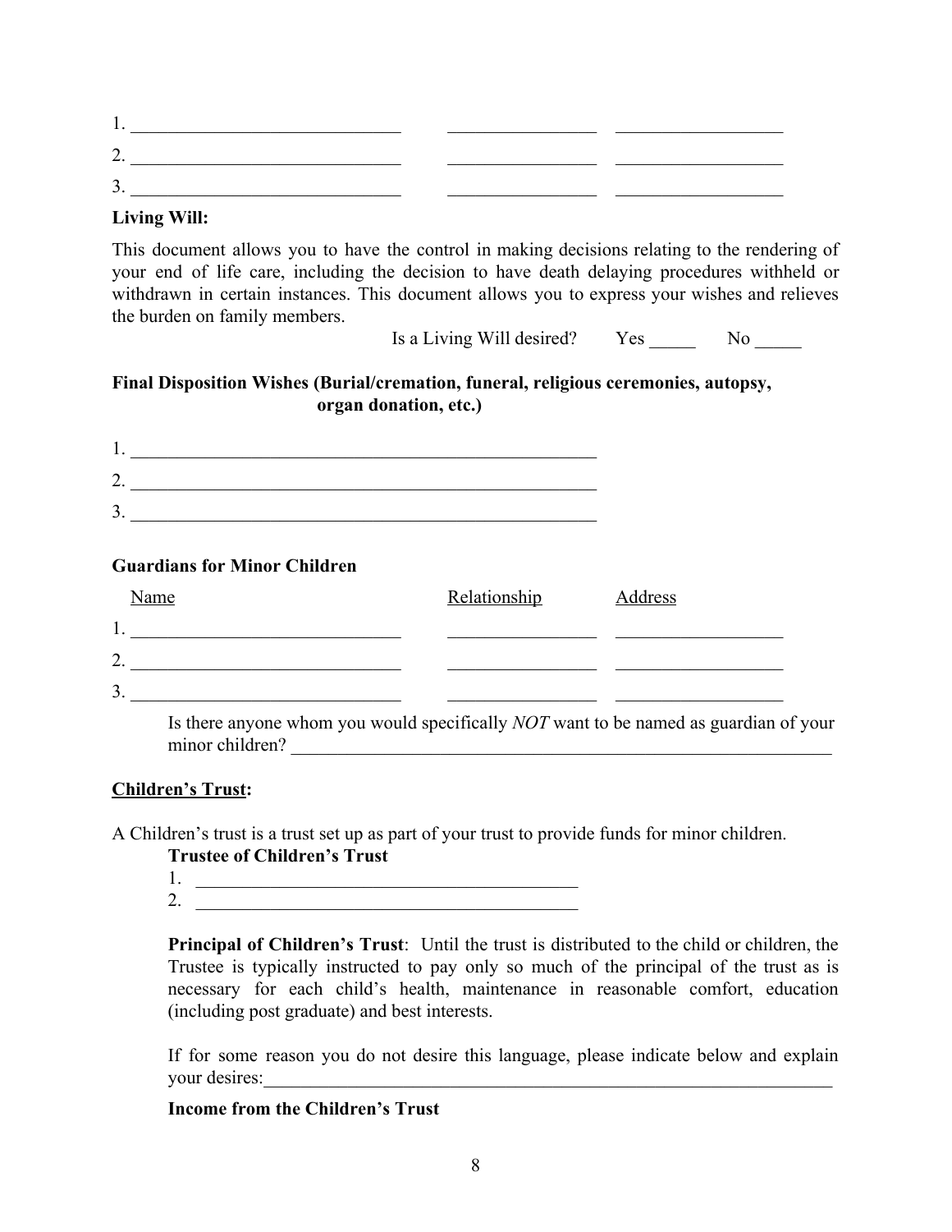1. ______________________________ ________________ __________________

2. ______________________________ ________________ __________________

3. ______________________________ ________________ __________________

**Living Will:**

This document allows you to have the control in making decisions relating to the rendering of your end of life care, including the decision to have death delaying procedures withheld or withdrawn in certain instances. This document allows you to express your wishes and relieves the burden on family members.

Is a Living Will desired? Yes _____ No _____

**Final Disposition Wishes (Burial/cremation, funeral, religious ceremonies, autopsy, organ donation, etc.)**

1. ____________________________________________________

2. ____________________________________________________

3. ____________________________________________________

**Guardians for Minor Children**

| Name | Relationship | Address |
|---|---|---|
| 1. ______________________________ | ________________ | __________________ |
| 2. ______________________________ | ________________ | __________________ |
| 3. ______________________________ | ________________ | __________________ |

Is there anyone whom you would specifically *NOT* want to be named as guardian of your minor children? ______________________________________________________________

**Children's Trust:**

A Children's trust is a trust set up as part of your trust to provide funds for minor children.

**Trustee of Children's Trust**

1. __________________________________________

2. __________________________________________

**Principal of Children's Trust**: Until the trust is distributed to the child or children, the Trustee is typically instructed to pay only so much of the principal of the trust as is necessary for each child's health, maintenance in reasonable comfort, education (including post graduate) and best interests.

If for some reason you do not desire this language, please indicate below and explain your desires:_________________________________________________________________

**Income from the Children's Trust**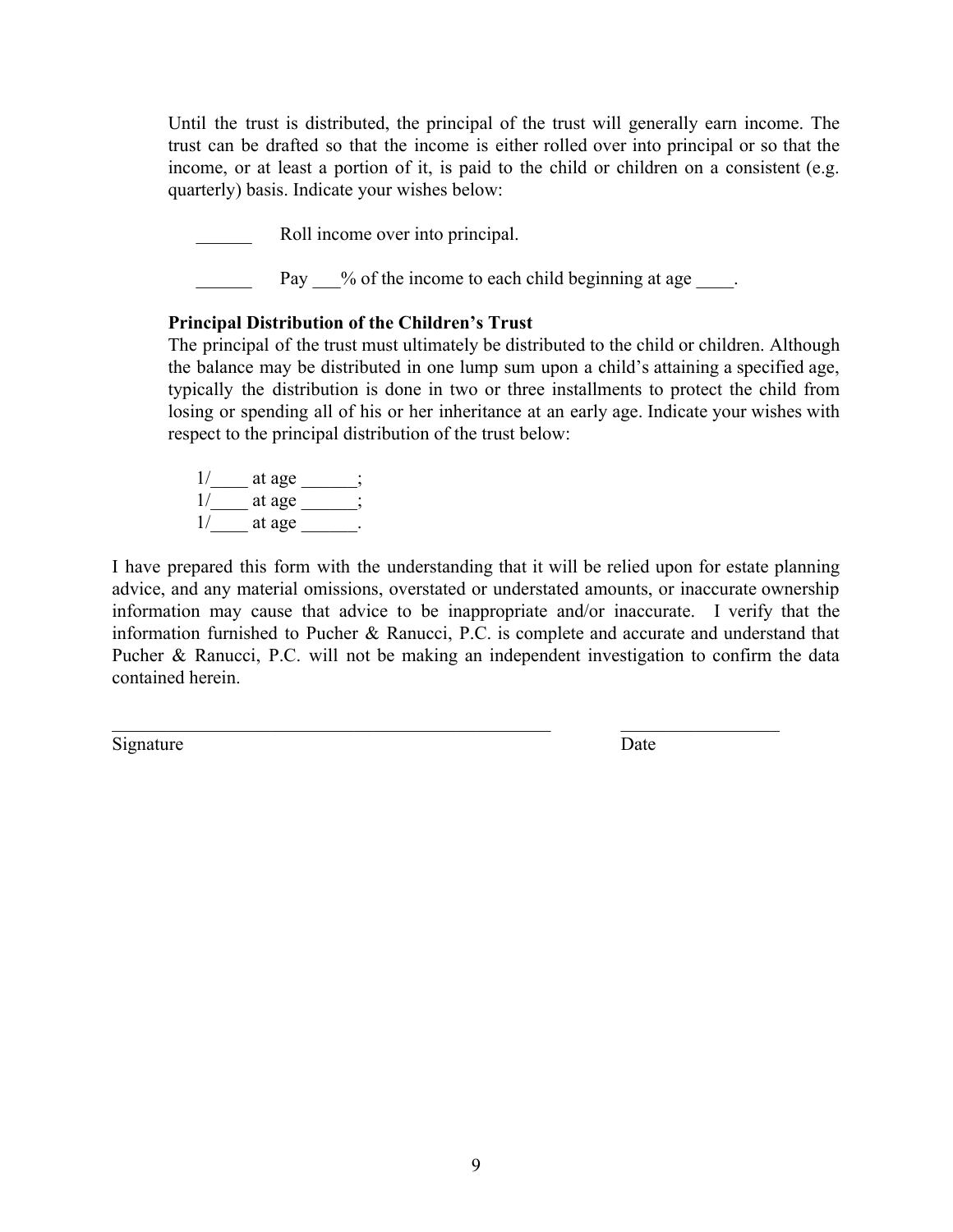Until the trust is distributed, the principal of the trust will generally earn income. The trust can be drafted so that the income is either rolled over into principal or so that the income, or at least a portion of it, is paid to the child or children on a consistent (e.g. quarterly) basis. Indicate your wishes below:

______ Roll income over into principal.

______ Pay ___% of the income to each child beginning at age ____.

**Principal Distribution of the Children's Trust**

The principal of the trust must ultimately be distributed to the child or children. Although the balance may be distributed in one lump sum upon a child's attaining a specified age, typically the distribution is done in two or three installments to protect the child from losing or spending all of his or her inheritance at an early age. Indicate your wishes with respect to the principal distribution of the trust below:

1/____ at age ______;
1/____ at age ______;
1/____ at age ______.

I have prepared this form with the understanding that it will be relied upon for estate planning advice, and any material omissions, overstated or understated amounts, or inaccurate ownership information may cause that advice to be inappropriate and/or inaccurate. I verify that the information furnished to Pucher & Ranucci, P.C. is complete and accurate and understand that Pucher & Ranucci, P.C. will not be making an independent investigation to confirm the data contained herein.

_______________________________________________ _________________

Signature Date